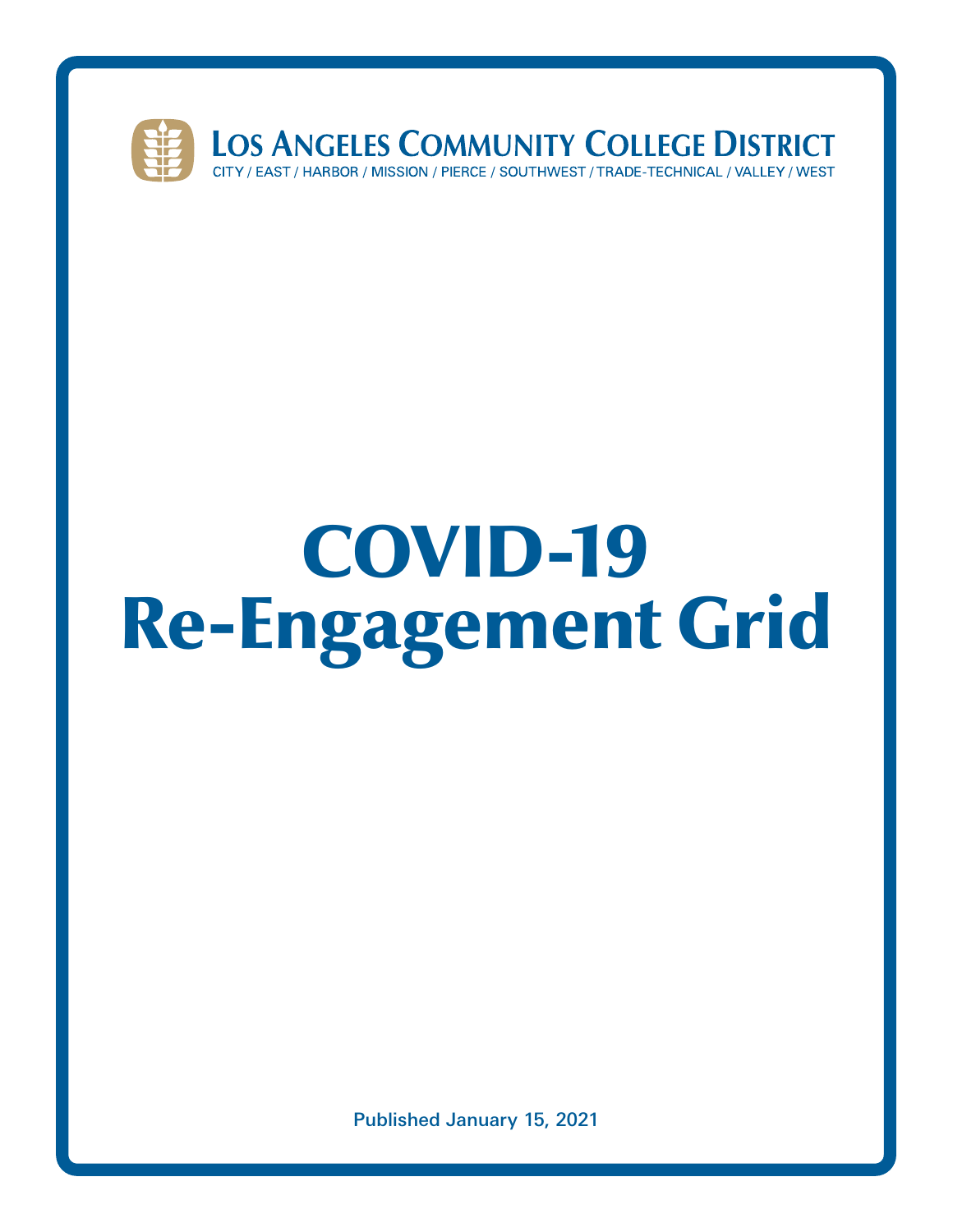**Los Angeles Community College District**

CITY / EAST / HARBOR / MISSION / PIERCE / SOUTHWEST / TRADE-TECHNICAL / VALLEY / WEST

# COVID-19 Re-Engagement Grid

Published January 15, 2021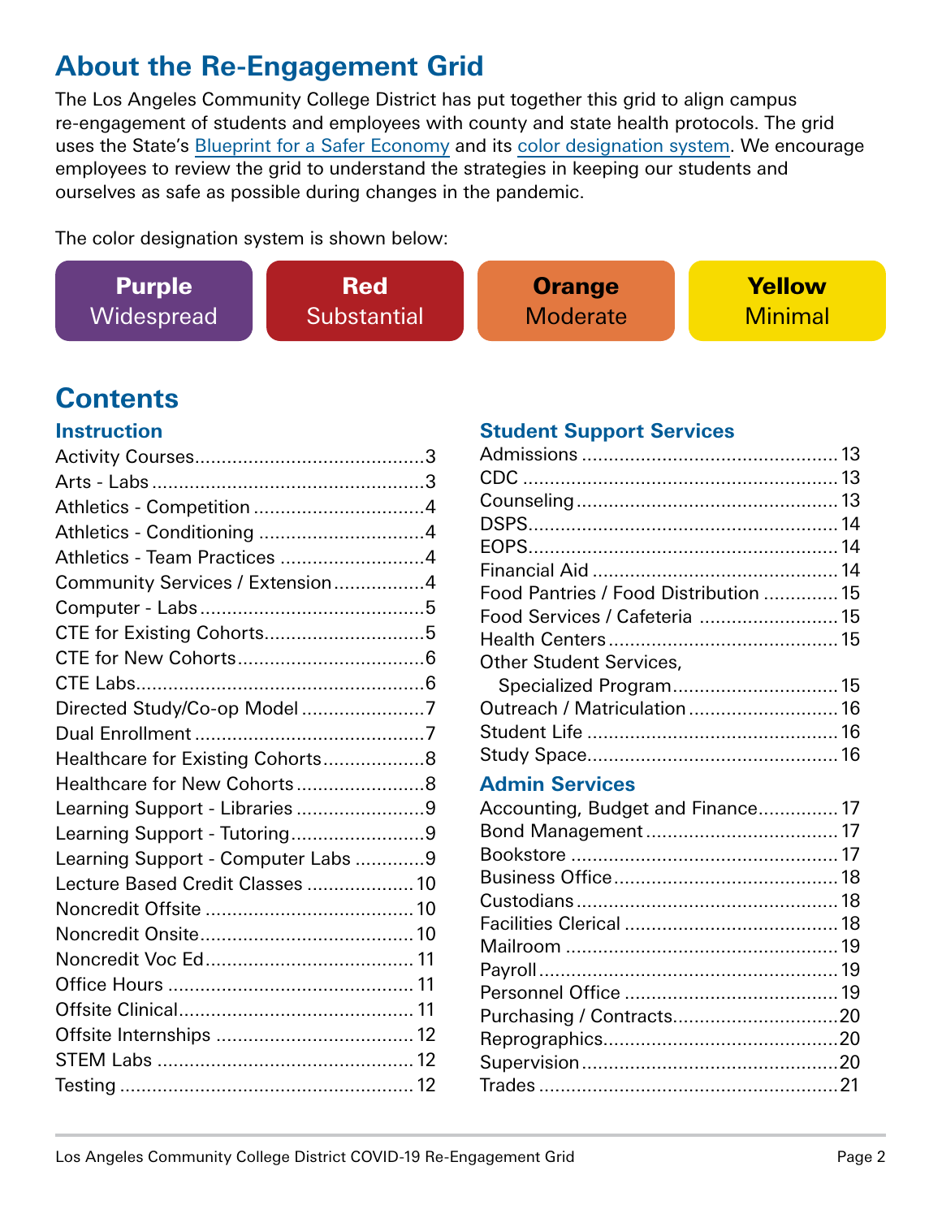# About the Re-Engagement Grid

The Los Angeles Community College District has put together this grid to align campus re-engagement of students and employees with county and state health protocols. The grid uses the State's Blueprint for a Safer Economy and its color designation system. We encourage employees to review the grid to understand the strategies in keeping our students and ourselves as safe as possible during changes in the pandemic.

The color designation system is shown below:

| Purple | Red | Orange | Yellow |
|---|---|---|---|
| Widespread | Substantial | Moderate | Minimal |

# Contents

### Instruction

- Activity Courses.......3
- Arts - Labs.......3
- Athletics - Competition.......4
- Athletics - Conditioning.......4
- Athletics - Team Practices.......4
- Community Services / Extension.......4
- Computer - Labs.......5
- CTE for Existing Cohorts.......5
- CTE for New Cohorts.......6
- CTE Labs.......6
- Directed Study/Co-op Model.......7
- Dual Enrollment.......7
- Healthcare for Existing Cohorts.......8
- Healthcare for New Cohorts.......8
- Learning Support - Libraries.......9
- Learning Support - Tutoring.......9
- Learning Support - Computer Labs.......9
- Lecture Based Credit Classes.......10
- Noncredit Offsite.......10
- Noncredit Onsite.......10
- Noncredit Voc Ed.......11
- Office Hours.......11
- Offsite Clinical.......11
- Offsite Internships.......12
- STEM Labs.......12
- Testing.......12

### Student Support Services

- Admissions.......13
- CDC.......13
- Counseling.......13
- DSPS.......14
- EOPS.......14
- Financial Aid.......14
- Food Pantries / Food Distribution.......15
- Food Services / Cafeteria.......15
- Health Centers.......15
- Other Student Services, Specialized Program.......15
- Outreach / Matriculation.......16
- Student Life.......16
- Study Space.......16

### Admin Services

- Accounting, Budget and Finance.......17
- Bond Management.......17
- Bookstore.......17
- Business Office.......18
- Custodians.......18
- Facilities Clerical.......18
- Mailroom.......19
- Payroll.......19
- Personnel Office.......19
- Purchasing / Contracts.......20
- Reprographics.......20
- Supervision.......20
- Trades.......21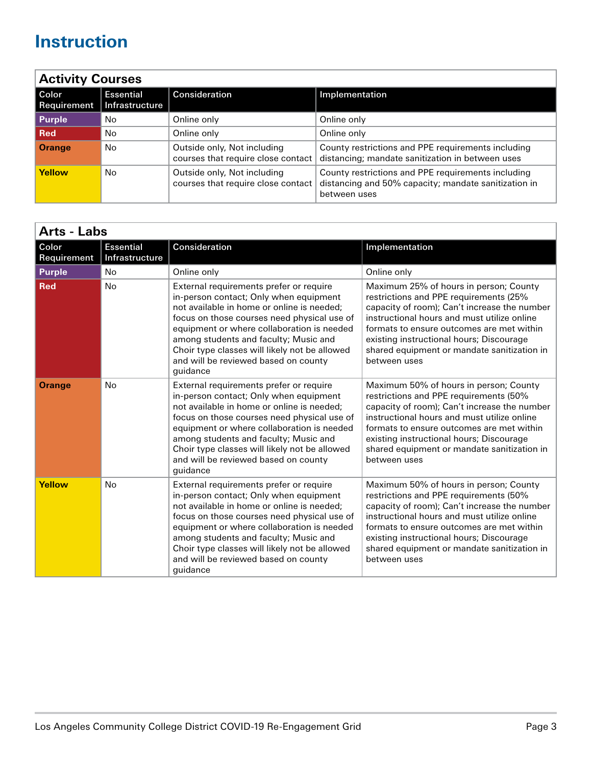# Instruction

## Activity Courses

| Color Requirement | Essential Infrastructure | Consideration | Implementation |
|---|---|---|---|
| **Purple** | No | Online only | Online only |
| **Red** | No | Online only | Online only |
| **Orange** | No | Outside only, Not including courses that require close contact | County restrictions and PPE requirements including distancing; mandate sanitization in between uses |
| **Yellow** | No | Outside only, Not including courses that require close contact | County restrictions and PPE requirements including distancing and 50% capacity; mandate sanitization in between uses |

## Arts - Labs

| Color Requirement | Essential Infrastructure | Consideration | Implementation |
|---|---|---|---|
| **Purple** | No | Online only | Online only |
| **Red** | No | External requirements prefer or require in-person contact; Only when equipment not available in home or online is needed; focus on those courses need physical use of equipment or where collaboration is needed among students and faculty; Music and Choir type classes will likely not be allowed and will be reviewed based on county guidance | Maximum 25% of hours in person; County restrictions and PPE requirements (25% capacity of room); Can't increase the number instructional hours and must utilize online formats to ensure outcomes are met within existing instructional hours; Discourage shared equipment or mandate sanitization in between uses |
| **Orange** | No | External requirements prefer or require in-person contact; Only when equipment not available in home or online is needed; focus on those courses need physical use of equipment or where collaboration is needed among students and faculty; Music and Choir type classes will likely not be allowed and will be reviewed based on county guidance | Maximum 50% of hours in person; County restrictions and PPE requirements (50% capacity of room); Can't increase the number instructional hours and must utilize online formats to ensure outcomes are met within existing instructional hours; Discourage shared equipment or mandate sanitization in between uses |
| **Yellow** | No | External requirements prefer or require in-person contact; Only when equipment not available in home or online is needed; focus on those courses need physical use of equipment or where collaboration is needed among students and faculty; Music and Choir type classes will likely not be allowed and will be reviewed based on county guidance | Maximum 50% of hours in person; County restrictions and PPE requirements (50% capacity of room); Can't increase the number instructional hours and must utilize online formats to ensure outcomes are met within existing instructional hours; Discourage shared equipment or mandate sanitization in between uses |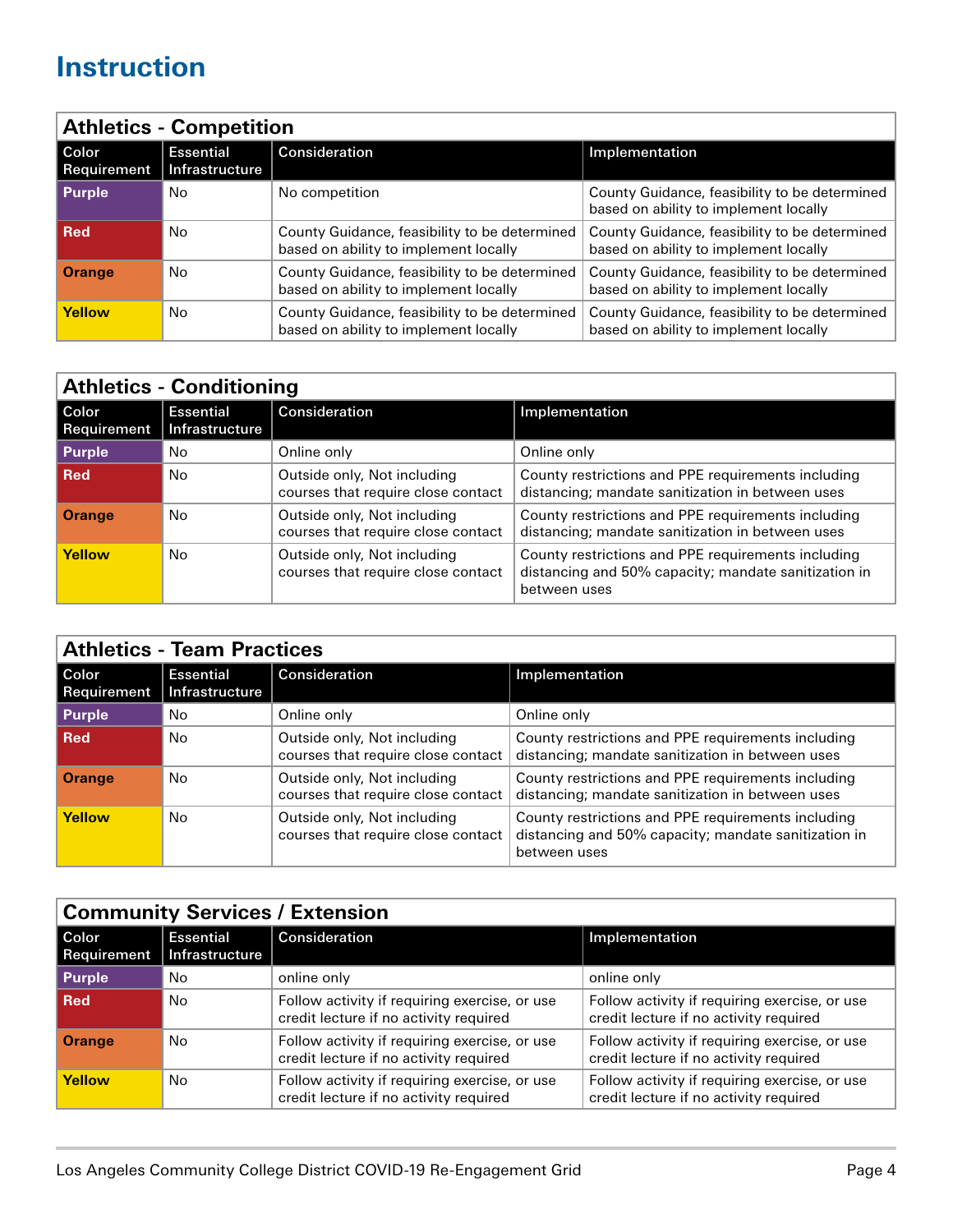# Instruction

## Athletics - Competition

| Color Requirement | Essential Infrastructure | Consideration | Implementation |
|---|---|---|---|
| **Purple** | No | No competition | County Guidance, feasibility to be determined based on ability to implement locally |
| **Red** | No | County Guidance, feasibility to be determined based on ability to implement locally | County Guidance, feasibility to be determined based on ability to implement locally |
| **Orange** | No | County Guidance, feasibility to be determined based on ability to implement locally | County Guidance, feasibility to be determined based on ability to implement locally |
| **Yellow** | No | County Guidance, feasibility to be determined based on ability to implement locally | County Guidance, feasibility to be determined based on ability to implement locally |

## Athletics - Conditioning

| Color Requirement | Essential Infrastructure | Consideration | Implementation |
|---|---|---|---|
| **Purple** | No | Online only | Online only |
| **Red** | No | Outside only, Not including courses that require close contact | County restrictions and PPE requirements including distancing; mandate sanitization in between uses |
| **Orange** | No | Outside only, Not including courses that require close contact | County restrictions and PPE requirements including distancing; mandate sanitization in between uses |
| **Yellow** | No | Outside only, Not including courses that require close contact | County restrictions and PPE requirements including distancing and 50% capacity; mandate sanitization in between uses |

## Athletics - Team Practices

| Color Requirement | Essential Infrastructure | Consideration | Implementation |
|---|---|---|---|
| **Purple** | No | Online only | Online only |
| **Red** | No | Outside only, Not including courses that require close contact | County restrictions and PPE requirements including distancing; mandate sanitization in between uses |
| **Orange** | No | Outside only, Not including courses that require close contact | County restrictions and PPE requirements including distancing; mandate sanitization in between uses |
| **Yellow** | No | Outside only, Not including courses that require close contact | County restrictions and PPE requirements including distancing and 50% capacity; mandate sanitization in between uses |

## Community Services / Extension

| Color Requirement | Essential Infrastructure | Consideration | Implementation |
|---|---|---|---|
| **Purple** | No | online only | online only |
| **Red** | No | Follow activity if requiring exercise, or use credit lecture if no activity required | Follow activity if requiring exercise, or use credit lecture if no activity required |
| **Orange** | No | Follow activity if requiring exercise, or use credit lecture if no activity required | Follow activity if requiring exercise, or use credit lecture if no activity required |
| **Yellow** | No | Follow activity if requiring exercise, or use credit lecture if no activity required | Follow activity if requiring exercise, or use credit lecture if no activity required |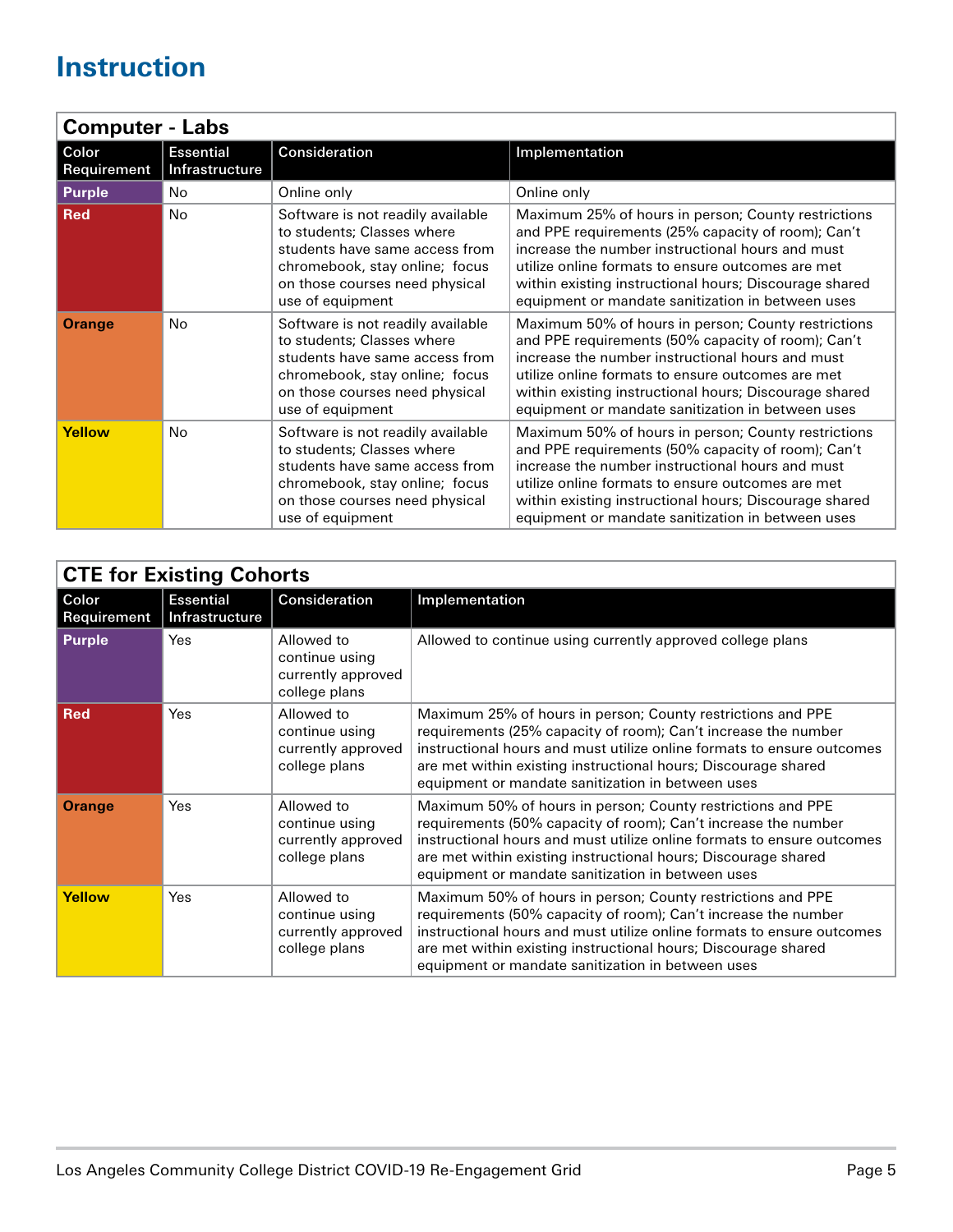# Instruction

## Computer - Labs

| Color Requirement | Essential Infrastructure | Consideration | Implementation |
|---|---|---|---|
| **Purple** | No | Online only | Online only |
| **Red** | No | Software is not readily available to students; Classes where students have same access from chromebook, stay online; focus on those courses need physical use of equipment | Maximum 25% of hours in person; County restrictions and PPE requirements (25% capacity of room); Can't increase the number instructional hours and must utilize online formats to ensure outcomes are met within existing instructional hours; Discourage shared equipment or mandate sanitization in between uses |
| **Orange** | No | Software is not readily available to students; Classes where students have same access from chromebook, stay online; focus on those courses need physical use of equipment | Maximum 50% of hours in person; County restrictions and PPE requirements (50% capacity of room); Can't increase the number instructional hours and must utilize online formats to ensure outcomes are met within existing instructional hours; Discourage shared equipment or mandate sanitization in between uses |
| **Yellow** | No | Software is not readily available to students; Classes where students have same access from chromebook, stay online; focus on those courses need physical use of equipment | Maximum 50% of hours in person; County restrictions and PPE requirements (50% capacity of room); Can't increase the number instructional hours and must utilize online formats to ensure outcomes are met within existing instructional hours; Discourage shared equipment or mandate sanitization in between uses |

## CTE for Existing Cohorts

| Color Requirement | Essential Infrastructure | Consideration | Implementation |
|---|---|---|---|
| **Purple** | Yes | Allowed to continue using currently approved college plans | Allowed to continue using currently approved college plans |
| **Red** | Yes | Allowed to continue using currently approved college plans | Maximum 25% of hours in person; County restrictions and PPE requirements (25% capacity of room); Can't increase the number instructional hours and must utilize online formats to ensure outcomes are met within existing instructional hours; Discourage shared equipment or mandate sanitization in between uses |
| **Orange** | Yes | Allowed to continue using currently approved college plans | Maximum 50% of hours in person; County restrictions and PPE requirements (50% capacity of room); Can't increase the number instructional hours and must utilize online formats to ensure outcomes are met within existing instructional hours; Discourage shared equipment or mandate sanitization in between uses |
| **Yellow** | Yes | Allowed to continue using currently approved college plans | Maximum 50% of hours in person; County restrictions and PPE requirements (50% capacity of room); Can't increase the number instructional hours and must utilize online formats to ensure outcomes are met within existing instructional hours; Discourage shared equipment or mandate sanitization in between uses |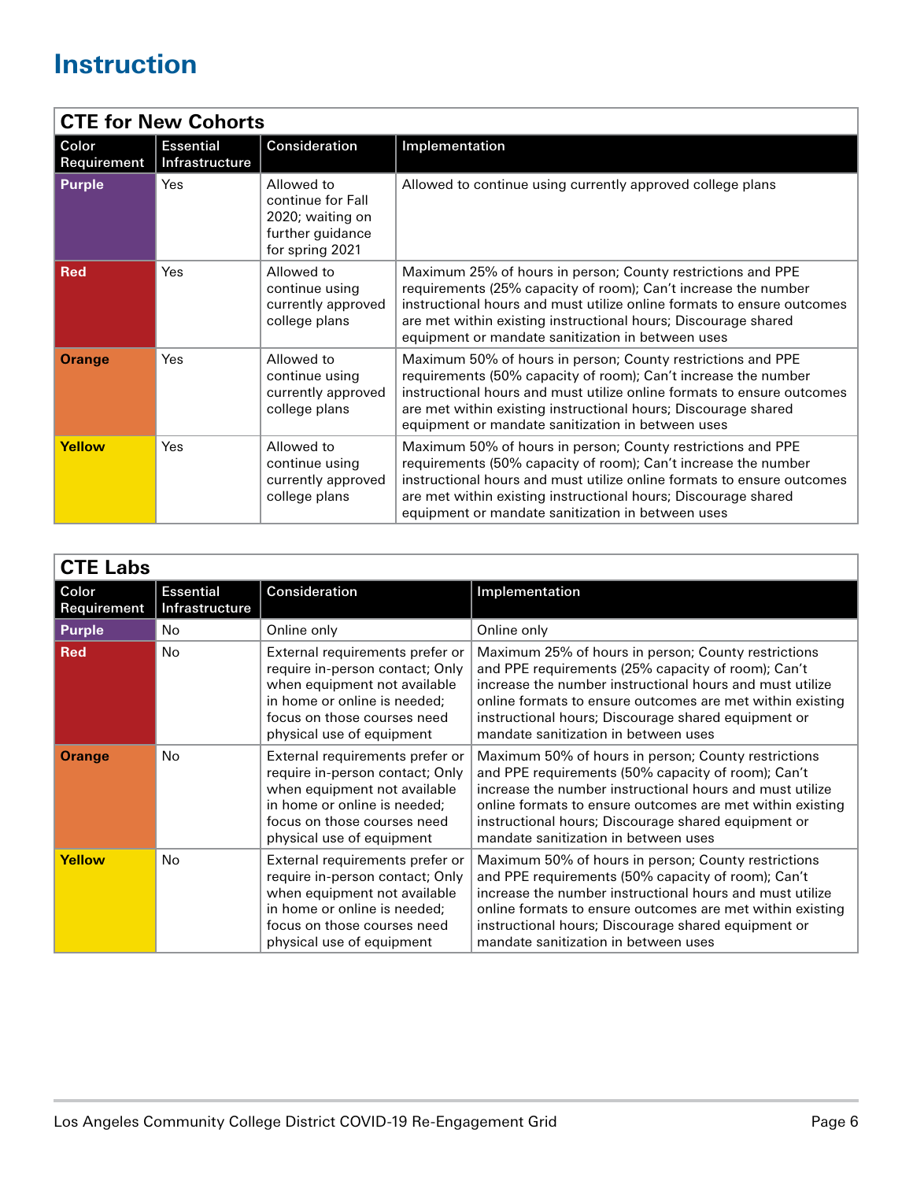# Instruction

## CTE for New Cohorts

| Color Requirement | Essential Infrastructure | Consideration | Implementation |
|---|---|---|---|
| **Purple** | Yes | Allowed to continue for Fall 2020; waiting on further guidance for spring 2021 | Allowed to continue using currently approved college plans |
| **Red** | Yes | Allowed to continue using currently approved college plans | Maximum 25% of hours in person; County restrictions and PPE requirements (25% capacity of room); Can't increase the number instructional hours and must utilize online formats to ensure outcomes are met within existing instructional hours; Discourage shared equipment or mandate sanitization in between uses |
| **Orange** | Yes | Allowed to continue using currently approved college plans | Maximum 50% of hours in person; County restrictions and PPE requirements (50% capacity of room); Can't increase the number instructional hours and must utilize online formats to ensure outcomes are met within existing instructional hours; Discourage shared equipment or mandate sanitization in between uses |
| **Yellow** | Yes | Allowed to continue using currently approved college plans | Maximum 50% of hours in person; County restrictions and PPE requirements (50% capacity of room); Can't increase the number instructional hours and must utilize online formats to ensure outcomes are met within existing instructional hours; Discourage shared equipment or mandate sanitization in between uses |

## CTE Labs

| Color Requirement | Essential Infrastructure | Consideration | Implementation |
|---|---|---|---|
| **Purple** | No | Online only | Online only |
| **Red** | No | External requirements prefer or require in-person contact; Only when equipment not available in home or online is needed; focus on those courses need physical use of equipment | Maximum 25% of hours in person; County restrictions and PPE requirements (25% capacity of room); Can't increase the number instructional hours and must utilize online formats to ensure outcomes are met within existing instructional hours; Discourage shared equipment or mandate sanitization in between uses |
| **Orange** | No | External requirements prefer or require in-person contact; Only when equipment not available in home or online is needed; focus on those courses need physical use of equipment | Maximum 50% of hours in person; County restrictions and PPE requirements (50% capacity of room); Can't increase the number instructional hours and must utilize online formats to ensure outcomes are met within existing instructional hours; Discourage shared equipment or mandate sanitization in between uses |
| **Yellow** | No | External requirements prefer or require in-person contact; Only when equipment not available in home or online is needed; focus on those courses need physical use of equipment | Maximum 50% of hours in person; County restrictions and PPE requirements (50% capacity of room); Can't increase the number instructional hours and must utilize online formats to ensure outcomes are met within existing instructional hours; Discourage shared equipment or mandate sanitization in between uses |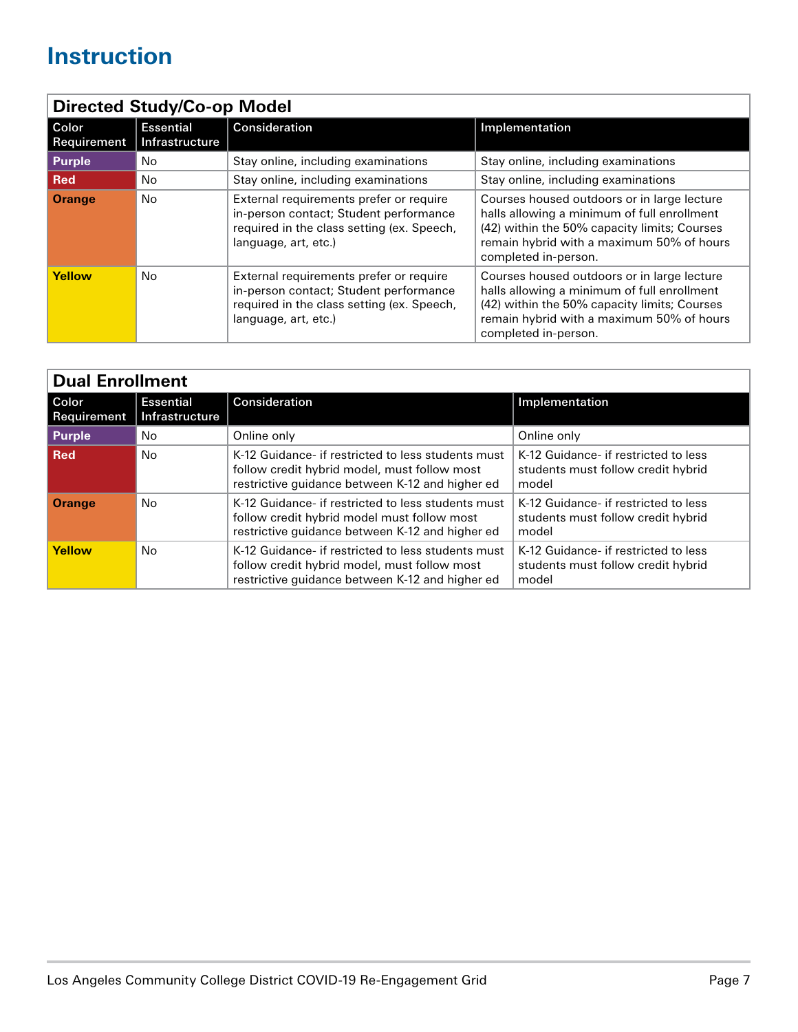# Instruction

| Directed Study/Co-op Model | | | |
|---|---|---|---|
| **Color Requirement** | **Essential Infrastructure** | **Consideration** | **Implementation** |
| **Purple** | No | Stay online, including examinations | Stay online, including examinations |
| **Red** | No | Stay online, including examinations | Stay online, including examinations |
| **Orange** | No | External requirements prefer or require in-person contact; Student performance required in the class setting (ex. Speech, language, art, etc.) | Courses housed outdoors or in large lecture halls allowing a minimum of full enrollment (42) within the 50% capacity limits; Courses remain hybrid with a maximum 50% of hours completed in-person. |
| **Yellow** | No | External requirements prefer or require in-person contact; Student performance required in the class setting (ex. Speech, language, art, etc.) | Courses housed outdoors or in large lecture halls allowing a minimum of full enrollment (42) within the 50% capacity limits; Courses remain hybrid with a maximum 50% of hours completed in-person. |

| Dual Enrollment | | | |
|---|---|---|---|
| **Color Requirement** | **Essential Infrastructure** | **Consideration** | **Implementation** |
| **Purple** | No | Online only | Online only |
| **Red** | No | K-12 Guidance- if restricted to less students must follow credit hybrid model, must follow most restrictive guidance between K-12 and higher ed | K-12 Guidance- if restricted to less students must follow credit hybrid model |
| **Orange** | No | K-12 Guidance- if restricted to less students must follow credit hybrid model must follow most restrictive guidance between K-12 and higher ed | K-12 Guidance- if restricted to less students must follow credit hybrid model |
| **Yellow** | No | K-12 Guidance- if restricted to less students must follow credit hybrid model, must follow most restrictive guidance between K-12 and higher ed | K-12 Guidance- if restricted to less students must follow credit hybrid model |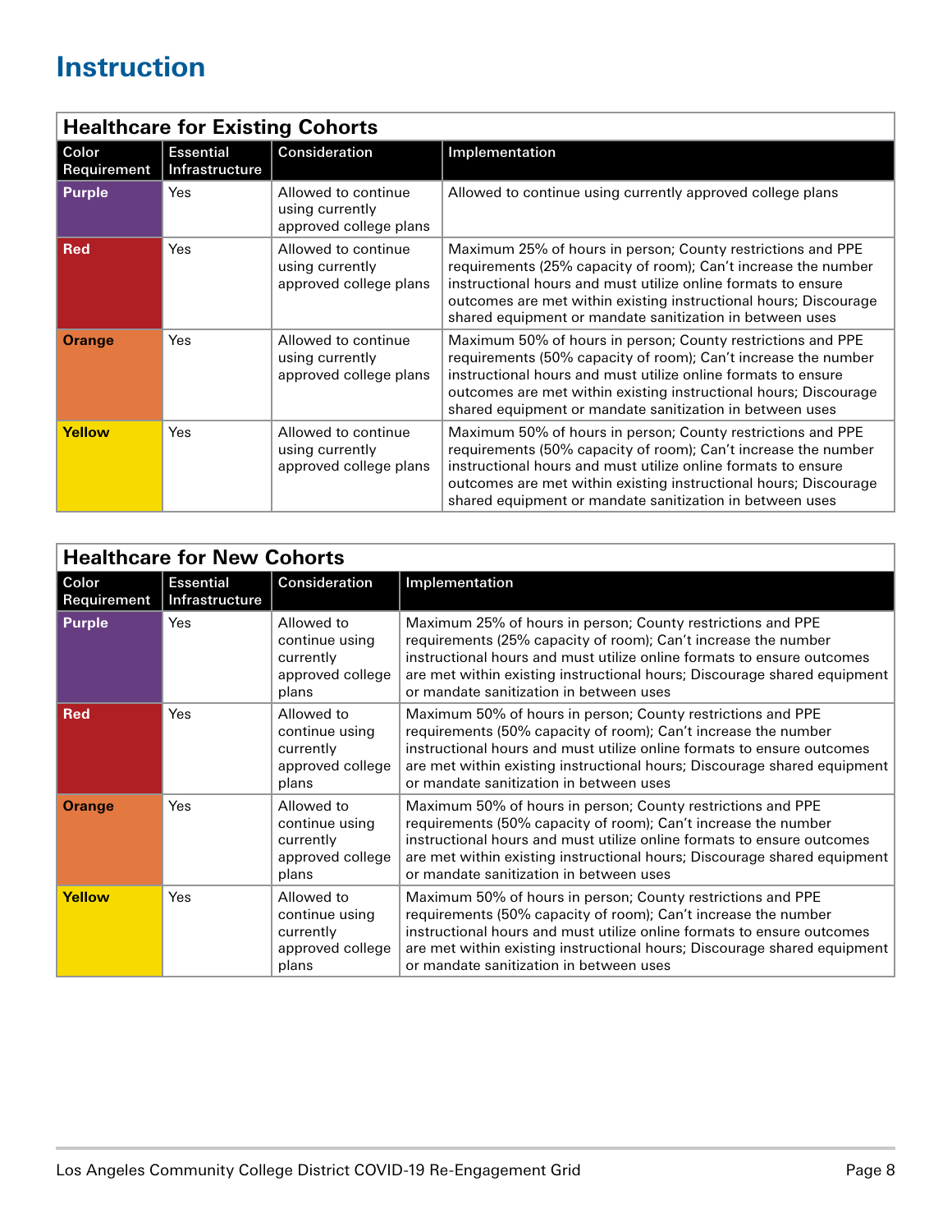# Instruction

| Healthcare for Existing Cohorts | | | |
|---|---|---|---|
| **Color Requirement** | **Essential Infrastructure** | **Consideration** | **Implementation** |
| **Purple** | Yes | Allowed to continue using currently approved college plans | Allowed to continue using currently approved college plans |
| **Red** | Yes | Allowed to continue using currently approved college plans | Maximum 25% of hours in person; County restrictions and PPE requirements (25% capacity of room); Can't increase the number instructional hours and must utilize online formats to ensure outcomes are met within existing instructional hours; Discourage shared equipment or mandate sanitization in between uses |
| **Orange** | Yes | Allowed to continue using currently approved college plans | Maximum 50% of hours in person; County restrictions and PPE requirements (50% capacity of room); Can't increase the number instructional hours and must utilize online formats to ensure outcomes are met within existing instructional hours; Discourage shared equipment or mandate sanitization in between uses |
| **Yellow** | Yes | Allowed to continue using currently approved college plans | Maximum 50% of hours in person; County restrictions and PPE requirements (50% capacity of room); Can't increase the number instructional hours and must utilize online formats to ensure outcomes are met within existing instructional hours; Discourage shared equipment or mandate sanitization in between uses |

| Healthcare for New Cohorts | | | |
|---|---|---|---|
| **Color Requirement** | **Essential Infrastructure** | **Consideration** | **Implementation** |
| **Purple** | Yes | Allowed to continue using currently approved college plans | Maximum 25% of hours in person; County restrictions and PPE requirements (25% capacity of room); Can't increase the number instructional hours and must utilize online formats to ensure outcomes are met within existing instructional hours; Discourage shared equipment or mandate sanitization in between uses |
| **Red** | Yes | Allowed to continue using currently approved college plans | Maximum 50% of hours in person; County restrictions and PPE requirements (50% capacity of room); Can't increase the number instructional hours and must utilize online formats to ensure outcomes are met within existing instructional hours; Discourage shared equipment or mandate sanitization in between uses |
| **Orange** | Yes | Allowed to continue using currently approved college plans | Maximum 50% of hours in person; County restrictions and PPE requirements (50% capacity of room); Can't increase the number instructional hours and must utilize online formats to ensure outcomes are met within existing instructional hours; Discourage shared equipment or mandate sanitization in between uses |
| **Yellow** | Yes | Allowed to continue using currently approved college plans | Maximum 50% of hours in person; County restrictions and PPE requirements (50% capacity of room); Can't increase the number instructional hours and must utilize online formats to ensure outcomes are met within existing instructional hours; Discourage shared equipment or mandate sanitization in between uses |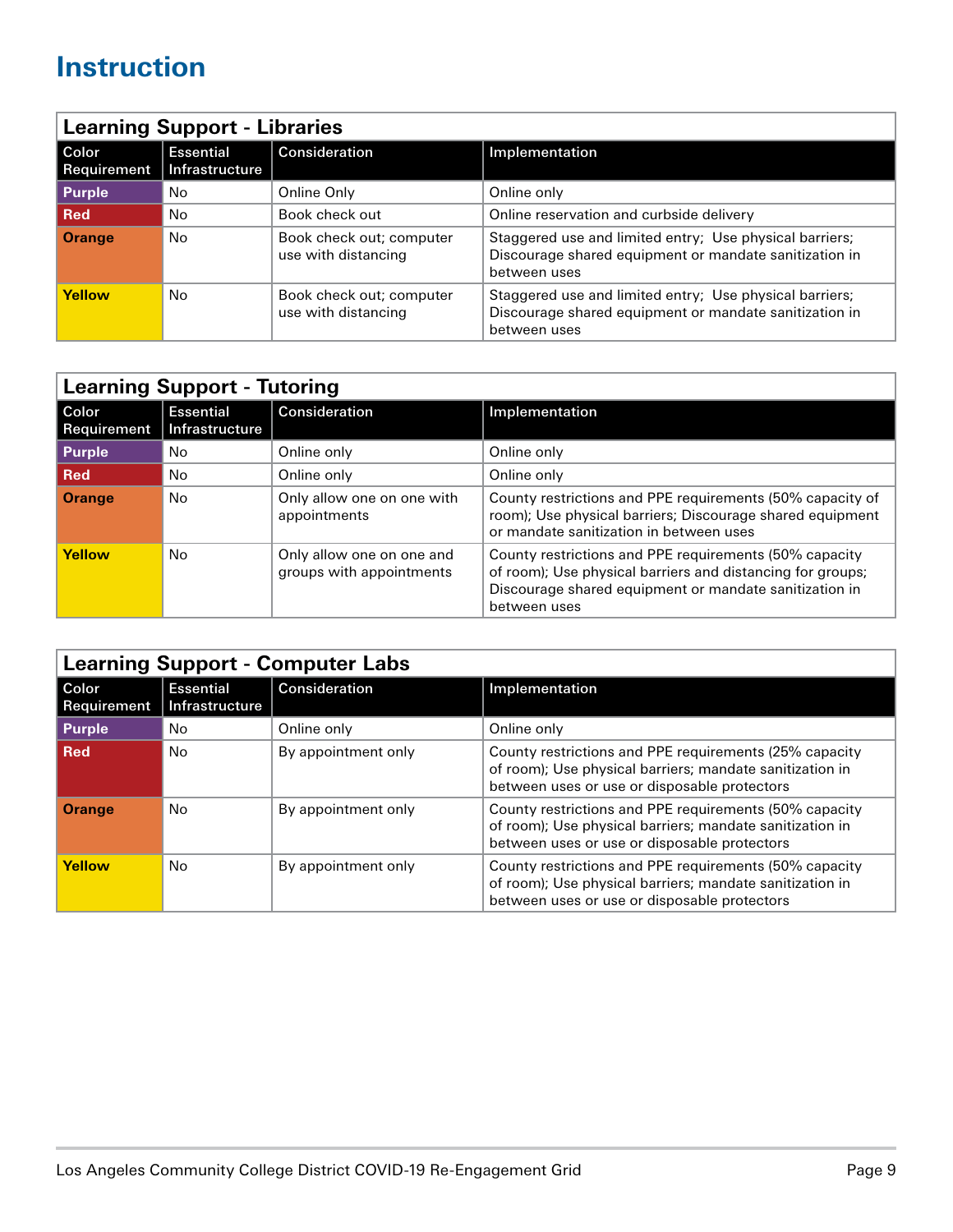# Instruction

## Learning Support - Libraries

| Color Requirement | Essential Infrastructure | Consideration | Implementation |
|---|---|---|---|
| **Purple** | No | Online Only | Online only |
| **Red** | No | Book check out | Online reservation and curbside delivery |
| **Orange** | No | Book check out; computer use with distancing | Staggered use and limited entry; Use physical barriers; Discourage shared equipment or mandate sanitization in between uses |
| **Yellow** | No | Book check out; computer use with distancing | Staggered use and limited entry; Use physical barriers; Discourage shared equipment or mandate sanitization in between uses |

## Learning Support - Tutoring

| Color Requirement | Essential Infrastructure | Consideration | Implementation |
|---|---|---|---|
| **Purple** | No | Online only | Online only |
| **Red** | No | Online only | Online only |
| **Orange** | No | Only allow one on one with appointments | County restrictions and PPE requirements (50% capacity of room); Use physical barriers; Discourage shared equipment or mandate sanitization in between uses |
| **Yellow** | No | Only allow one on one and groups with appointments | County restrictions and PPE requirements (50% capacity of room); Use physical barriers and distancing for groups; Discourage shared equipment or mandate sanitization in between uses |

## Learning Support - Computer Labs

| Color Requirement | Essential Infrastructure | Consideration | Implementation |
|---|---|---|---|
| **Purple** | No | Online only | Online only |
| **Red** | No | By appointment only | County restrictions and PPE requirements (25% capacity of room); Use physical barriers; mandate sanitization in between uses or use or disposable protectors |
| **Orange** | No | By appointment only | County restrictions and PPE requirements (50% capacity of room); Use physical barriers; mandate sanitization in between uses or use or disposable protectors |
| **Yellow** | No | By appointment only | County restrictions and PPE requirements (50% capacity of room); Use physical barriers; mandate sanitization in between uses or use or disposable protectors |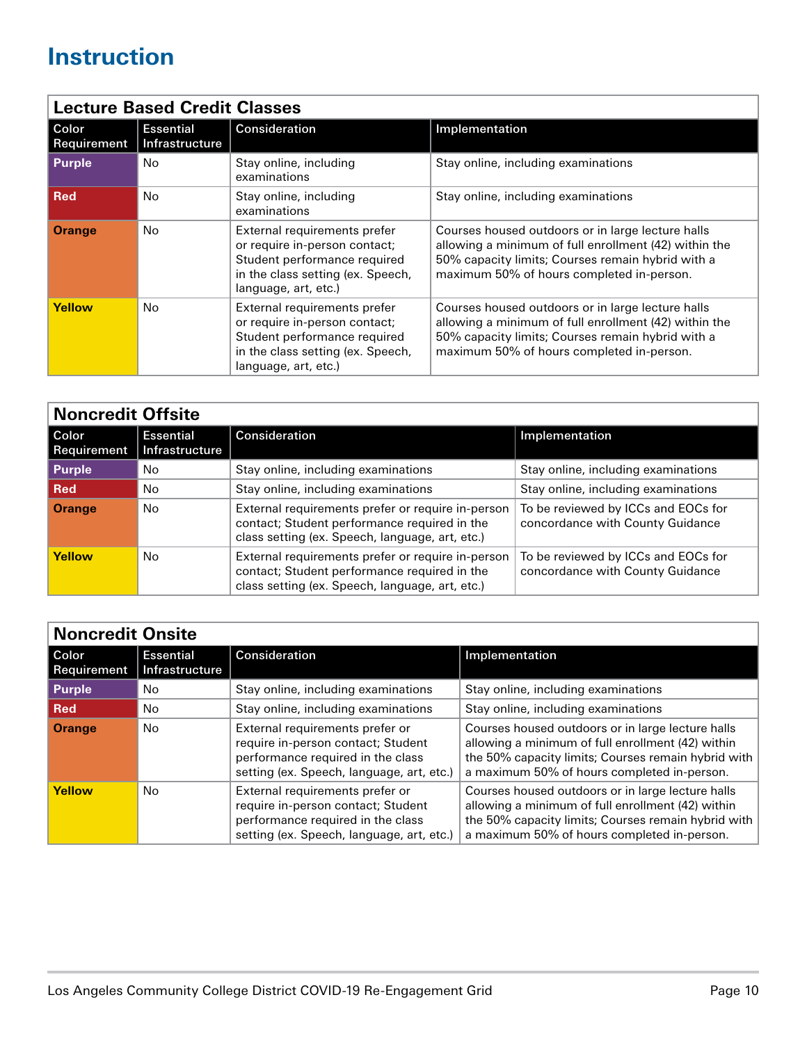# Instruction

## Lecture Based Credit Classes

| Color Requirement | Essential Infrastructure | Consideration | Implementation |
|---|---|---|---|
| **Purple** | No | Stay online, including examinations | Stay online, including examinations |
| **Red** | No | Stay online, including examinations | Stay online, including examinations |
| **Orange** | No | External requirements prefer or require in-person contact; Student performance required in the class setting (ex. Speech, language, art, etc.) | Courses housed outdoors or in large lecture halls allowing a minimum of full enrollment (42) within the 50% capacity limits; Courses remain hybrid with a maximum 50% of hours completed in-person. |
| **Yellow** | No | External requirements prefer or require in-person contact; Student performance required in the class setting (ex. Speech, language, art, etc.) | Courses housed outdoors or in large lecture halls allowing a minimum of full enrollment (42) within the 50% capacity limits; Courses remain hybrid with a maximum 50% of hours completed in-person. |

## Noncredit Offsite

| Color Requirement | Essential Infrastructure | Consideration | Implementation |
|---|---|---|---|
| **Purple** | No | Stay online, including examinations | Stay online, including examinations |
| **Red** | No | Stay online, including examinations | Stay online, including examinations |
| **Orange** | No | External requirements prefer or require in-person contact; Student performance required in the class setting (ex. Speech, language, art, etc.) | To be reviewed by ICCs and EOCs for concordance with County Guidance |
| **Yellow** | No | External requirements prefer or require in-person contact; Student performance required in the class setting (ex. Speech, language, art, etc.) | To be reviewed by ICCs and EOCs for concordance with County Guidance |

## Noncredit Onsite

| Color Requirement | Essential Infrastructure | Consideration | Implementation |
|---|---|---|---|
| **Purple** | No | Stay online, including examinations | Stay online, including examinations |
| **Red** | No | Stay online, including examinations | Stay online, including examinations |
| **Orange** | No | External requirements prefer or require in-person contact; Student performance required in the class setting (ex. Speech, language, art, etc.) | Courses housed outdoors or in large lecture halls allowing a minimum of full enrollment (42) within the 50% capacity limits; Courses remain hybrid with a maximum 50% of hours completed in-person. |
| **Yellow** | No | External requirements prefer or require in-person contact; Student performance required in the class setting (ex. Speech, language, art, etc.) | Courses housed outdoors or in large lecture halls allowing a minimum of full enrollment (42) within the 50% capacity limits; Courses remain hybrid with a maximum 50% of hours completed in-person. |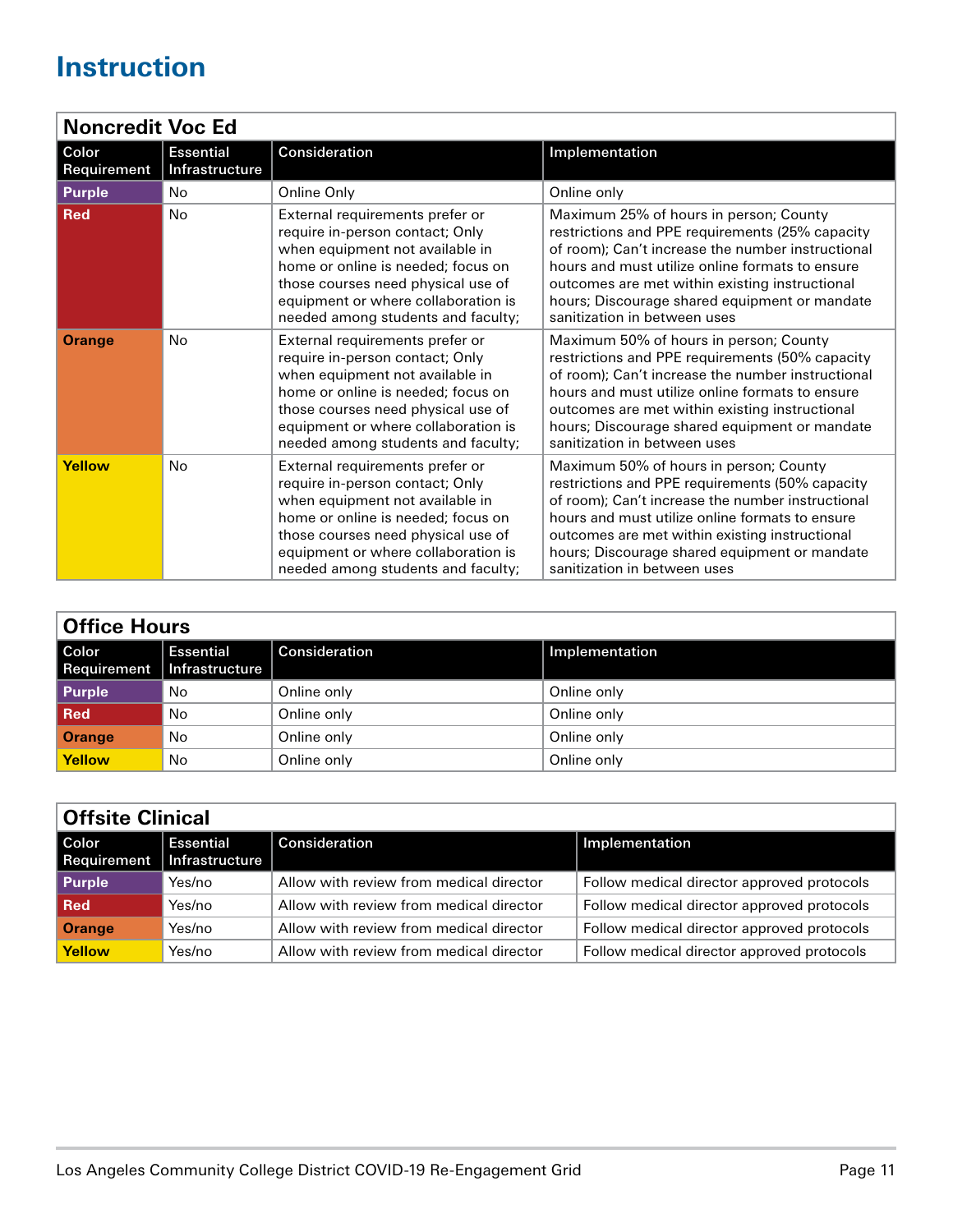# Instruction

## Noncredit Voc Ed

| Color Requirement | Essential Infrastructure | Consideration | Implementation |
|---|---|---|---|
| Purple | No | Online Only | Online only |
| Red | No | External requirements prefer or require in-person contact; Only when equipment not available in home or online is needed; focus on those courses need physical use of equipment or where collaboration is needed among students and faculty; | Maximum 25% of hours in person; County restrictions and PPE requirements (25% capacity of room); Can't increase the number instructional hours and must utilize online formats to ensure outcomes are met within existing instructional hours; Discourage shared equipment or mandate sanitization in between uses |
| Orange | No | External requirements prefer or require in-person contact; Only when equipment not available in home or online is needed; focus on those courses need physical use of equipment or where collaboration is needed among students and faculty; | Maximum 50% of hours in person; County restrictions and PPE requirements (50% capacity of room); Can't increase the number instructional hours and must utilize online formats to ensure outcomes are met within existing instructional hours; Discourage shared equipment or mandate sanitization in between uses |
| Yellow | No | External requirements prefer or require in-person contact; Only when equipment not available in home or online is needed; focus on those courses need physical use of equipment or where collaboration is needed among students and faculty; | Maximum 50% of hours in person; County restrictions and PPE requirements (50% capacity of room); Can't increase the number instructional hours and must utilize online formats to ensure outcomes are met within existing instructional hours; Discourage shared equipment or mandate sanitization in between uses |

## Office Hours

| Color Requirement | Essential Infrastructure | Consideration | Implementation |
|---|---|---|---|
| Purple | No | Online only | Online only |
| Red | No | Online only | Online only |
| Orange | No | Online only | Online only |
| Yellow | No | Online only | Online only |

## Offsite Clinical

| Color Requirement | Essential Infrastructure | Consideration | Implementation |
|---|---|---|---|
| Purple | Yes/no | Allow with review from medical director | Follow medical director approved protocols |
| Red | Yes/no | Allow with review from medical director | Follow medical director approved protocols |
| Orange | Yes/no | Allow with review from medical director | Follow medical director approved protocols |
| Yellow | Yes/no | Allow with review from medical director | Follow medical director approved protocols |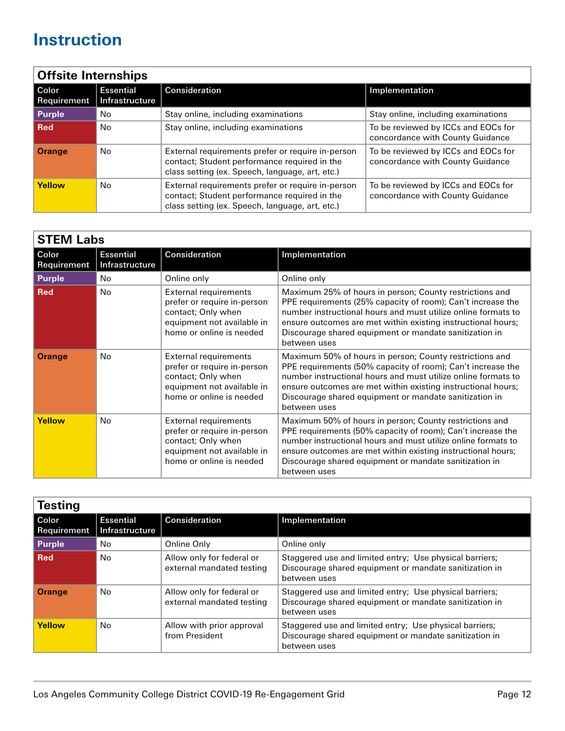# Instruction

## Offsite Internships

| Color Requirement | Essential Infrastructure | Consideration | Implementation |
|---|---|---|---|
| **Purple** | No | Stay online, including examinations | Stay online, including examinations |
| **Red** | No | Stay online, including examinations | To be reviewed by ICCs and EOCs for concordance with County Guidance |
| **Orange** | No | External requirements prefer or require in-person contact; Student performance required in the class setting (ex. Speech, language, art, etc.) | To be reviewed by ICCs and EOCs for concordance with County Guidance |
| **Yellow** | No | External requirements prefer or require in-person contact; Student performance required in the class setting (ex. Speech, language, art, etc.) | To be reviewed by ICCs and EOCs for concordance with County Guidance |

## STEM Labs

| Color Requirement | Essential Infrastructure | Consideration | Implementation |
|---|---|---|---|
| **Purple** | No | Online only | Online only |
| **Red** | No | External requirements prefer or require in-person contact; Only when equipment not available in home or online is needed | Maximum 25% of hours in person; County restrictions and PPE requirements (25% capacity of room); Can't increase the number instructional hours and must utilize online formats to ensure outcomes are met within existing instructional hours; Discourage shared equipment or mandate sanitization in between uses |
| **Orange** | No | External requirements prefer or require in-person contact; Only when equipment not available in home or online is needed | Maximum 50% of hours in person; County restrictions and PPE requirements (50% capacity of room); Can't increase the number instructional hours and must utilize online formats to ensure outcomes are met within existing instructional hours; Discourage shared equipment or mandate sanitization in between uses |
| **Yellow** | No | External requirements prefer or require in-person contact; Only when equipment not available in home or online is needed | Maximum 50% of hours in person; County restrictions and PPE requirements (50% capacity of room); Can't increase the number instructional hours and must utilize online formats to ensure outcomes are met within existing instructional hours; Discourage shared equipment or mandate sanitization in between uses |

## Testing

| Color Requirement | Essential Infrastructure | Consideration | Implementation |
|---|---|---|---|
| **Purple** | No | Online Only | Online only |
| **Red** | No | Allow only for federal or external mandated testing | Staggered use and limited entry; Use physical barriers; Discourage shared equipment or mandate sanitization in between uses |
| **Orange** | No | Allow only for federal or external mandated testing | Staggered use and limited entry; Use physical barriers; Discourage shared equipment or mandate sanitization in between uses |
| **Yellow** | No | Allow with prior approval from President | Staggered use and limited entry; Use physical barriers; Discourage shared equipment or mandate sanitization in between uses |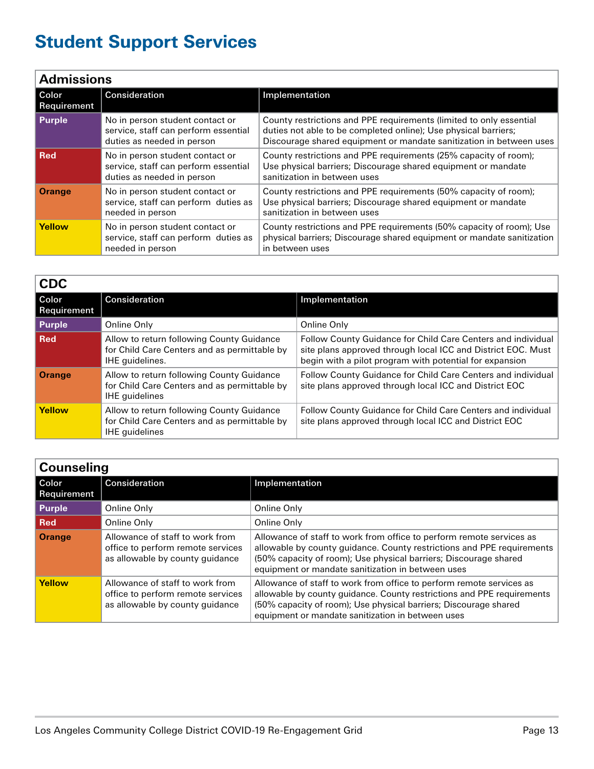# Student Support Services

## Admissions

| Color Requirement | Consideration | Implementation |
|---|---|---|
| **Purple** | No in person student contact or service, staff can perform essential duties as needed in person | County restrictions and PPE requirements (limited to only essential duties not able to be completed online); Use physical barriers; Discourage shared equipment or mandate sanitization in between uses |
| **Red** | No in person student contact or service, staff can perform essential duties as needed in person | County restrictions and PPE requirements (25% capacity of room); Use physical barriers; Discourage shared equipment or mandate sanitization in between uses |
| **Orange** | No in person student contact or service, staff can perform duties as needed in person | County restrictions and PPE requirements (50% capacity of room); Use physical barriers; Discourage shared equipment or mandate sanitization in between uses |
| **Yellow** | No in person student contact or service, staff can perform duties as needed in person | County restrictions and PPE requirements (50% capacity of room); Use physical barriers; Discourage shared equipment or mandate sanitization in between uses |

## CDC

| Color Requirement | Consideration | Implementation |
|---|---|---|
| **Purple** | Online Only | Online Only |
| **Red** | Allow to return following County Guidance for Child Care Centers and as permittable by IHE guidelines. | Follow County Guidance for Child Care Centers and individual site plans approved through local ICC and District EOC. Must begin with a pilot program with potential for expansion |
| **Orange** | Allow to return following County Guidance for Child Care Centers and as permittable by IHE guidelines | Follow County Guidance for Child Care Centers and individual site plans approved through local ICC and District EOC |
| **Yellow** | Allow to return following County Guidance for Child Care Centers and as permittable by IHE guidelines | Follow County Guidance for Child Care Centers and individual site plans approved through local ICC and District EOC |

## Counseling

| Color Requirement | Consideration | Implementation |
|---|---|---|
| **Purple** | Online Only | Online Only |
| **Red** | Online Only | Online Only |
| **Orange** | Allowance of staff to work from office to perform remote services as allowable by county guidance | Allowance of staff to work from office to perform remote services as allowable by county guidance. County restrictions and PPE requirements (50% capacity of room); Use physical barriers; Discourage shared equipment or mandate sanitization in between uses |
| **Yellow** | Allowance of staff to work from office to perform remote services as allowable by county guidance | Allowance of staff to work from office to perform remote services as allowable by county guidance. County restrictions and PPE requirements (50% capacity of room); Use physical barriers; Discourage shared equipment or mandate sanitization in between uses |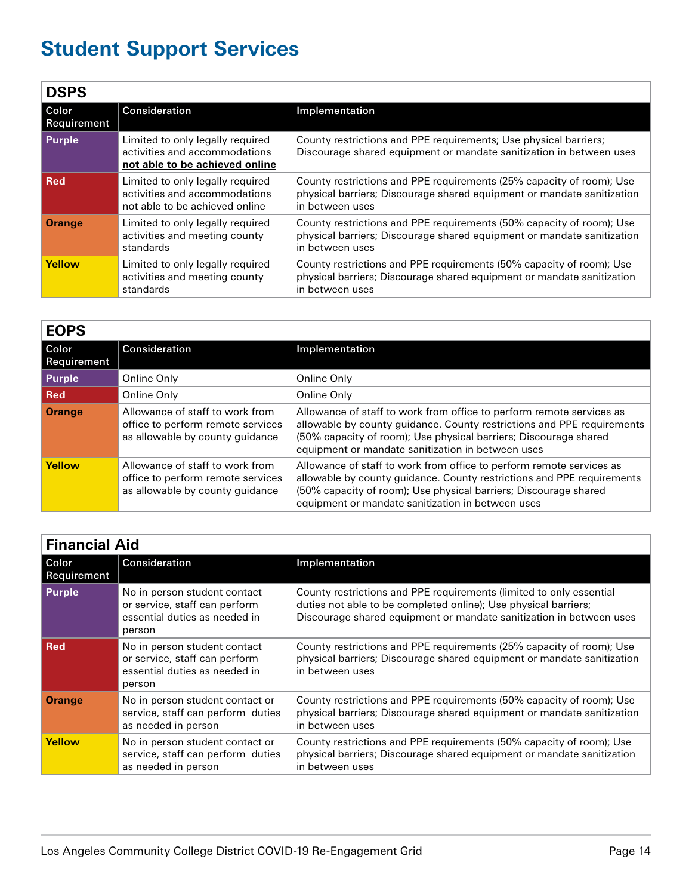# Student Support Services

## DSPS

| Color Requirement | Consideration | Implementation |
|---|---|---|
| **Purple** | Limited to only legally required activities and accommodations **not able to be achieved online** | County restrictions and PPE requirements; Use physical barriers; Discourage shared equipment or mandate sanitization in between uses |
| **Red** | Limited to only legally required activities and accommodations not able to be achieved online | County restrictions and PPE requirements (25% capacity of room); Use physical barriers; Discourage shared equipment or mandate sanitization in between uses |
| **Orange** | Limited to only legally required activities and meeting county standards | County restrictions and PPE requirements (50% capacity of room); Use physical barriers; Discourage shared equipment or mandate sanitization in between uses |
| **Yellow** | Limited to only legally required activities and meeting county standards | County restrictions and PPE requirements (50% capacity of room); Use physical barriers; Discourage shared equipment or mandate sanitization in between uses |

## EOPS

| Color Requirement | Consideration | Implementation |
|---|---|---|
| **Purple** | Online Only | Online Only |
| **Red** | Online Only | Online Only |
| **Orange** | Allowance of staff to work from office to perform remote services as allowable by county guidance | Allowance of staff to work from office to perform remote services as allowable by county guidance. County restrictions and PPE requirements (50% capacity of room); Use physical barriers; Discourage shared equipment or mandate sanitization in between uses |
| **Yellow** | Allowance of staff to work from office to perform remote services as allowable by county guidance | Allowance of staff to work from office to perform remote services as allowable by county guidance. County restrictions and PPE requirements (50% capacity of room); Use physical barriers; Discourage shared equipment or mandate sanitization in between uses |

## Financial Aid

| Color Requirement | Consideration | Implementation |
|---|---|---|
| **Purple** | No in person student contact or service, staff can perform essential duties as needed in person | County restrictions and PPE requirements (limited to only essential duties not able to be completed online); Use physical barriers; Discourage shared equipment or mandate sanitization in between uses |
| **Red** | No in person student contact or service, staff can perform essential duties as needed in person | County restrictions and PPE requirements (25% capacity of room); Use physical barriers; Discourage shared equipment or mandate sanitization in between uses |
| **Orange** | No in person student contact or service, staff can perform duties as needed in person | County restrictions and PPE requirements (50% capacity of room); Use physical barriers; Discourage shared equipment or mandate sanitization in between uses |
| **Yellow** | No in person student contact or service, staff can perform duties as needed in person | County restrictions and PPE requirements (50% capacity of room); Use physical barriers; Discourage shared equipment or mandate sanitization in between uses |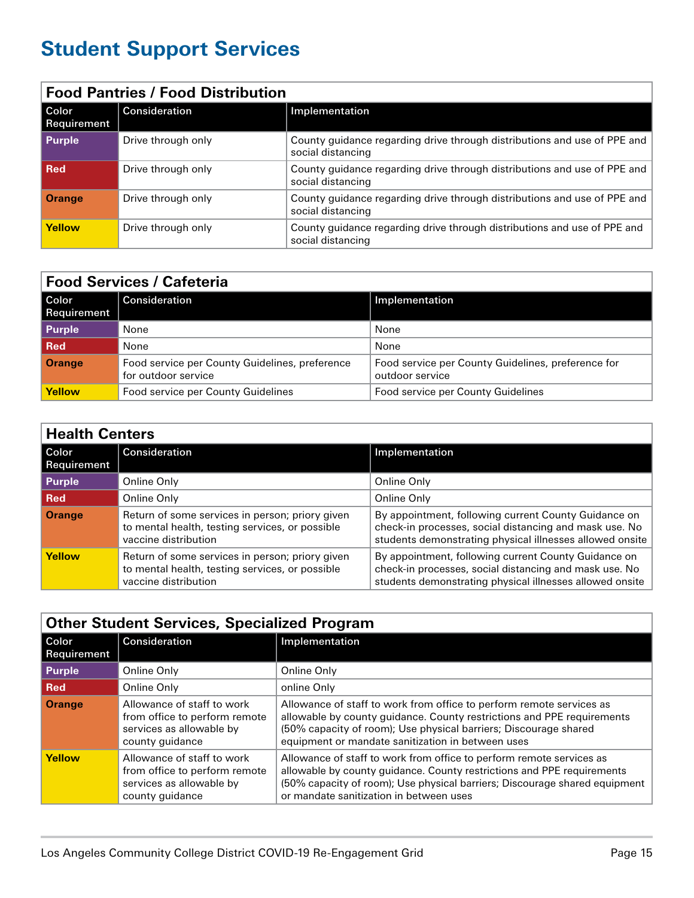# Student Support Services

## Food Pantries / Food Distribution

| Color Requirement | Consideration | Implementation |
|---|---|---|
| **Purple** | Drive through only | County guidance regarding drive through distributions and use of PPE and social distancing |
| **Red** | Drive through only | County guidance regarding drive through distributions and use of PPE and social distancing |
| **Orange** | Drive through only | County guidance regarding drive through distributions and use of PPE and social distancing |
| **Yellow** | Drive through only | County guidance regarding drive through distributions and use of PPE and social distancing |

## Food Services / Cafeteria

| Color Requirement | Consideration | Implementation |
|---|---|---|
| **Purple** | None | None |
| **Red** | None | None |
| **Orange** | Food service per County Guidelines, preference for outdoor service | Food service per County Guidelines, preference for outdoor service |
| **Yellow** | Food service per County Guidelines | Food service per County Guidelines |

## Health Centers

| Color Requirement | Consideration | Implementation |
|---|---|---|
| **Purple** | Online Only | Online Only |
| **Red** | Online Only | Online Only |
| **Orange** | Return of some services in person; priory given to mental health, testing services, or possible vaccine distribution | By appointment, following current County Guidance on check-in processes, social distancing and mask use. No students demonstrating physical illnesses allowed onsite |
| **Yellow** | Return of some services in person; priory given to mental health, testing services, or possible vaccine distribution | By appointment, following current County Guidance on check-in processes, social distancing and mask use. No students demonstrating physical illnesses allowed onsite |

## Other Student Services, Specialized Program

| Color Requirement | Consideration | Implementation |
|---|---|---|
| **Purple** | Online Only | Online Only |
| **Red** | Online Only | online Only |
| **Orange** | Allowance of staff to work from office to perform remote services as allowable by county guidance | Allowance of staff to work from office to perform remote services as allowable by county guidance. County restrictions and PPE requirements (50% capacity of room); Use physical barriers; Discourage shared equipment or mandate sanitization in between uses |
| **Yellow** | Allowance of staff to work from office to perform remote services as allowable by county guidance | Allowance of staff to work from office to perform remote services as allowable by county guidance. County restrictions and PPE requirements (50% capacity of room); Use physical barriers; Discourage shared equipment or mandate sanitization in between uses |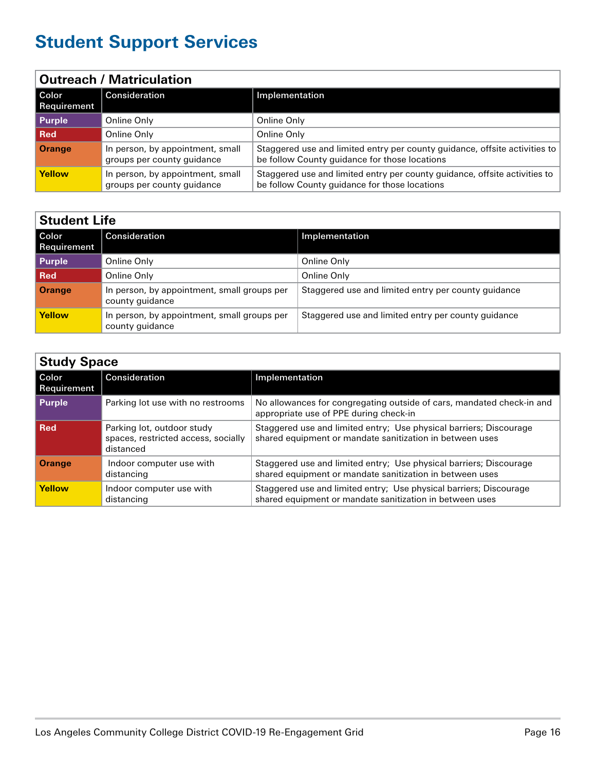# Student Support Services

## Outreach / Matriculation

| Color Requirement | Consideration | Implementation |
|---|---|---|
| **Purple** | Online Only | Online Only |
| **Red** | Online Only | Online Only |
| **Orange** | In person, by appointment, small groups per county guidance | Staggered use and limited entry per county guidance, offsite activities to be follow County guidance for those locations |
| **Yellow** | In person, by appointment, small groups per county guidance | Staggered use and limited entry per county guidance, offsite activities to be follow County guidance for those locations |

## Student Life

| Color Requirement | Consideration | Implementation |
|---|---|---|
| **Purple** | Online Only | Online Only |
| **Red** | Online Only | Online Only |
| **Orange** | In person, by appointment, small groups per county guidance | Staggered use and limited entry per county guidance |
| **Yellow** | In person, by appointment, small groups per county guidance | Staggered use and limited entry per county guidance |

## Study Space

| Color Requirement | Consideration | Implementation |
|---|---|---|
| **Purple** | Parking lot use with no restrooms | No allowances for congregating outside of cars, mandated check-in and appropriate use of PPE during check-in |
| **Red** | Parking lot, outdoor study spaces, restricted access, socially distanced | Staggered use and limited entry; Use physical barriers; Discourage shared equipment or mandate sanitization in between uses |
| **Orange** | Indoor computer use with distancing | Staggered use and limited entry; Use physical barriers; Discourage shared equipment or mandate sanitization in between uses |
| **Yellow** | Indoor computer use with distancing | Staggered use and limited entry; Use physical barriers; Discourage shared equipment or mandate sanitization in between uses |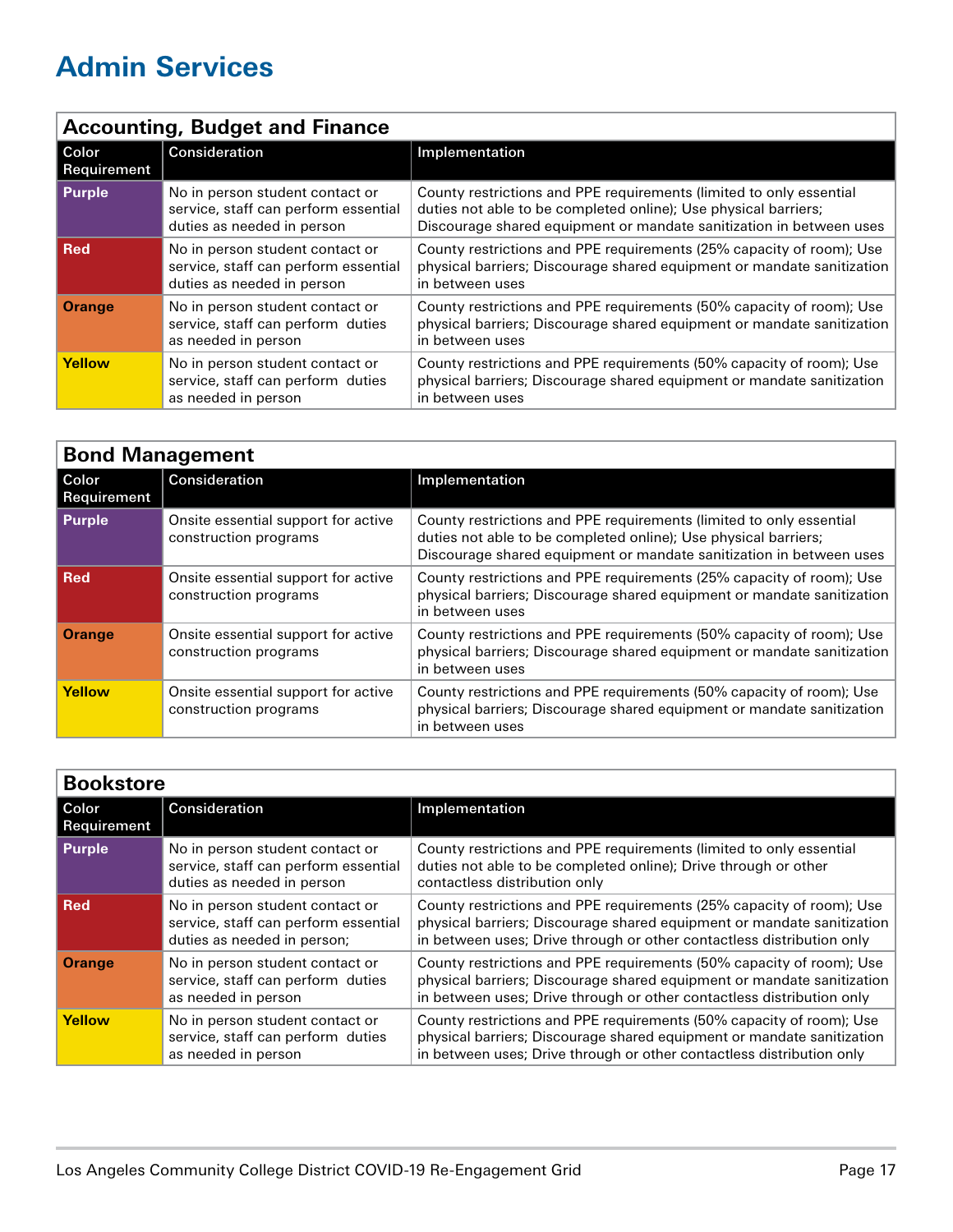# Admin Services

## Accounting, Budget and Finance

| Color Requirement | Consideration | Implementation |
|---|---|---|
| **Purple** | No in person student contact or service, staff can perform essential duties as needed in person | County restrictions and PPE requirements (limited to only essential duties not able to be completed online); Use physical barriers; Discourage shared equipment or mandate sanitization in between uses |
| **Red** | No in person student contact or service, staff can perform essential duties as needed in person | County restrictions and PPE requirements (25% capacity of room); Use physical barriers; Discourage shared equipment or mandate sanitization in between uses |
| **Orange** | No in person student contact or service, staff can perform duties as needed in person | County restrictions and PPE requirements (50% capacity of room); Use physical barriers; Discourage shared equipment or mandate sanitization in between uses |
| **Yellow** | No in person student contact or service, staff can perform duties as needed in person | County restrictions and PPE requirements (50% capacity of room); Use physical barriers; Discourage shared equipment or mandate sanitization in between uses |

## Bond Management

| Color Requirement | Consideration | Implementation |
|---|---|---|
| **Purple** | Onsite essential support for active construction programs | County restrictions and PPE requirements (limited to only essential duties not able to be completed online); Use physical barriers; Discourage shared equipment or mandate sanitization in between uses |
| **Red** | Onsite essential support for active construction programs | County restrictions and PPE requirements (25% capacity of room); Use physical barriers; Discourage shared equipment or mandate sanitization in between uses |
| **Orange** | Onsite essential support for active construction programs | County restrictions and PPE requirements (50% capacity of room); Use physical barriers; Discourage shared equipment or mandate sanitization in between uses |
| **Yellow** | Onsite essential support for active construction programs | County restrictions and PPE requirements (50% capacity of room); Use physical barriers; Discourage shared equipment or mandate sanitization in between uses |

## Bookstore

| Color Requirement | Consideration | Implementation |
|---|---|---|
| **Purple** | No in person student contact or service, staff can perform essential duties as needed in person | County restrictions and PPE requirements (limited to only essential duties not able to be completed online); Drive through or other contactless distribution only |
| **Red** | No in person student contact or service, staff can perform essential duties as needed in person; | County restrictions and PPE requirements (25% capacity of room); Use physical barriers; Discourage shared equipment or mandate sanitization in between uses; Drive through or other contactless distribution only |
| **Orange** | No in person student contact or service, staff can perform duties as needed in person | County restrictions and PPE requirements (50% capacity of room); Use physical barriers; Discourage shared equipment or mandate sanitization in between uses; Drive through or other contactless distribution only |
| **Yellow** | No in person student contact or service, staff can perform duties as needed in person | County restrictions and PPE requirements (50% capacity of room); Use physical barriers; Discourage shared equipment or mandate sanitization in between uses; Drive through or other contactless distribution only |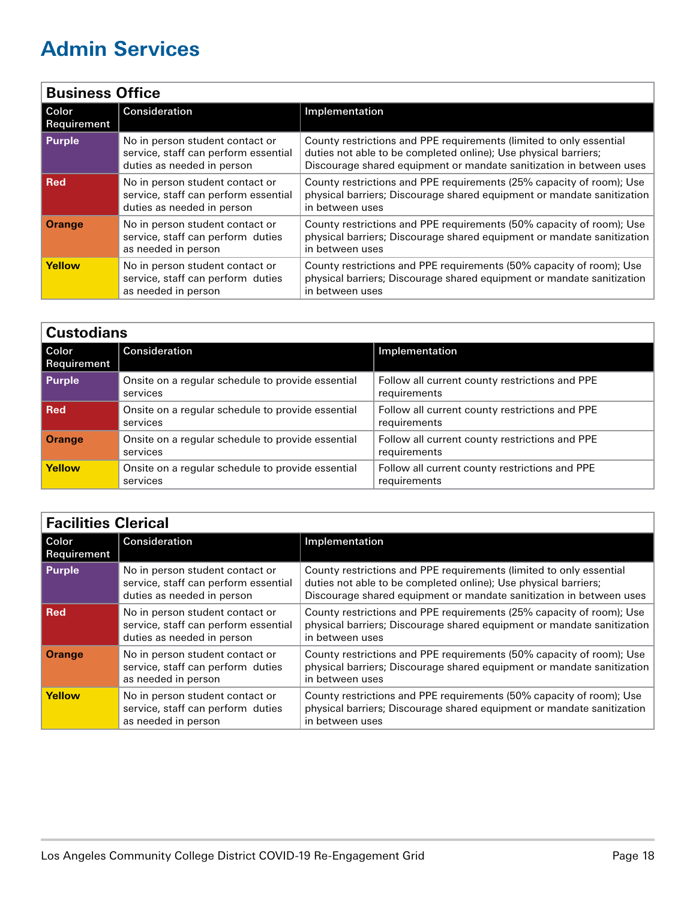# Admin Services

## Business Office

| Color Requirement | Consideration | Implementation |
|---|---|---|
| **Purple** | No in person student contact or service, staff can perform essential duties as needed in person | County restrictions and PPE requirements (limited to only essential duties not able to be completed online); Use physical barriers; Discourage shared equipment or mandate sanitization in between uses |
| **Red** | No in person student contact or service, staff can perform essential duties as needed in person | County restrictions and PPE requirements (25% capacity of room); Use physical barriers; Discourage shared equipment or mandate sanitization in between uses |
| **Orange** | No in person student contact or service, staff can perform duties as needed in person | County restrictions and PPE requirements (50% capacity of room); Use physical barriers; Discourage shared equipment or mandate sanitization in between uses |
| **Yellow** | No in person student contact or service, staff can perform duties as needed in person | County restrictions and PPE requirements (50% capacity of room); Use physical barriers; Discourage shared equipment or mandate sanitization in between uses |

## Custodians

| Color Requirement | Consideration | Implementation |
|---|---|---|
| **Purple** | Onsite on a regular schedule to provide essential services | Follow all current county restrictions and PPE requirements |
| **Red** | Onsite on a regular schedule to provide essential services | Follow all current county restrictions and PPE requirements |
| **Orange** | Onsite on a regular schedule to provide essential services | Follow all current county restrictions and PPE requirements |
| **Yellow** | Onsite on a regular schedule to provide essential services | Follow all current county restrictions and PPE requirements |

## Facilities Clerical

| Color Requirement | Consideration | Implementation |
|---|---|---|
| **Purple** | No in person student contact or service, staff can perform essential duties as needed in person | County restrictions and PPE requirements (limited to only essential duties not able to be completed online); Use physical barriers; Discourage shared equipment or mandate sanitization in between uses |
| **Red** | No in person student contact or service, staff can perform essential duties as needed in person | County restrictions and PPE requirements (25% capacity of room); Use physical barriers; Discourage shared equipment or mandate sanitization in between uses |
| **Orange** | No in person student contact or service, staff can perform duties as needed in person | County restrictions and PPE requirements (50% capacity of room); Use physical barriers; Discourage shared equipment or mandate sanitization in between uses |
| **Yellow** | No in person student contact or service, staff can perform duties as needed in person | County restrictions and PPE requirements (50% capacity of room); Use physical barriers; Discourage shared equipment or mandate sanitization in between uses |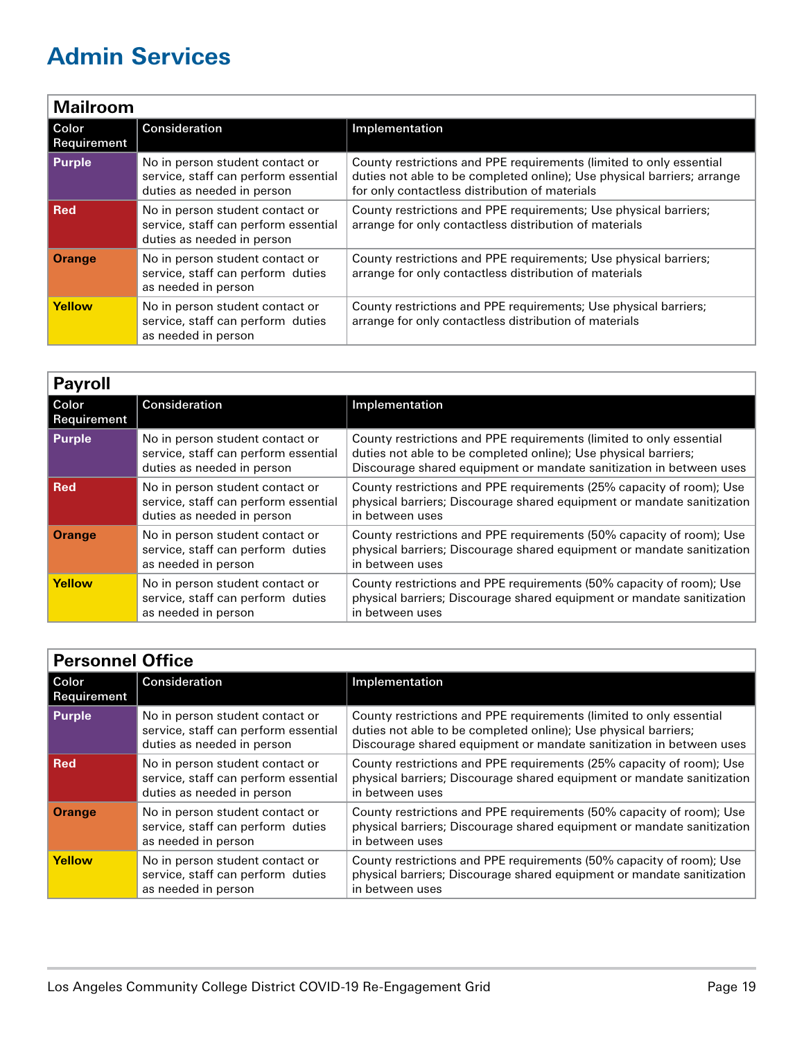# Admin Services

## Mailroom

| Color Requirement | Consideration | Implementation |
|---|---|---|
| **Purple** | No in person student contact or service, staff can perform essential duties as needed in person | County restrictions and PPE requirements (limited to only essential duties not able to be completed online); Use physical barriers; arrange for only contactless distribution of materials |
| **Red** | No in person student contact or service, staff can perform essential duties as needed in person | County restrictions and PPE requirements; Use physical barriers; arrange for only contactless distribution of materials |
| **Orange** | No in person student contact or service, staff can perform duties as needed in person | County restrictions and PPE requirements; Use physical barriers; arrange for only contactless distribution of materials |
| **Yellow** | No in person student contact or service, staff can perform duties as needed in person | County restrictions and PPE requirements; Use physical barriers; arrange for only contactless distribution of materials |

## Payroll

| Color Requirement | Consideration | Implementation |
|---|---|---|
| **Purple** | No in person student contact or service, staff can perform essential duties as needed in person | County restrictions and PPE requirements (limited to only essential duties not able to be completed online); Use physical barriers; Discourage shared equipment or mandate sanitization in between uses |
| **Red** | No in person student contact or service, staff can perform essential duties as needed in person | County restrictions and PPE requirements (25% capacity of room); Use physical barriers; Discourage shared equipment or mandate sanitization in between uses |
| **Orange** | No in person student contact or service, staff can perform duties as needed in person | County restrictions and PPE requirements (50% capacity of room); Use physical barriers; Discourage shared equipment or mandate sanitization in between uses |
| **Yellow** | No in person student contact or service, staff can perform duties as needed in person | County restrictions and PPE requirements (50% capacity of room); Use physical barriers; Discourage shared equipment or mandate sanitization in between uses |

## Personnel Office

| Color Requirement | Consideration | Implementation |
|---|---|---|
| **Purple** | No in person student contact or service, staff can perform essential duties as needed in person | County restrictions and PPE requirements (limited to only essential duties not able to be completed online); Use physical barriers; Discourage shared equipment or mandate sanitization in between uses |
| **Red** | No in person student contact or service, staff can perform essential duties as needed in person | County restrictions and PPE requirements (25% capacity of room); Use physical barriers; Discourage shared equipment or mandate sanitization in between uses |
| **Orange** | No in person student contact or service, staff can perform duties as needed in person | County restrictions and PPE requirements (50% capacity of room); Use physical barriers; Discourage shared equipment or mandate sanitization in between uses |
| **Yellow** | No in person student contact or service, staff can perform duties as needed in person | County restrictions and PPE requirements (50% capacity of room); Use physical barriers; Discourage shared equipment or mandate sanitization in between uses |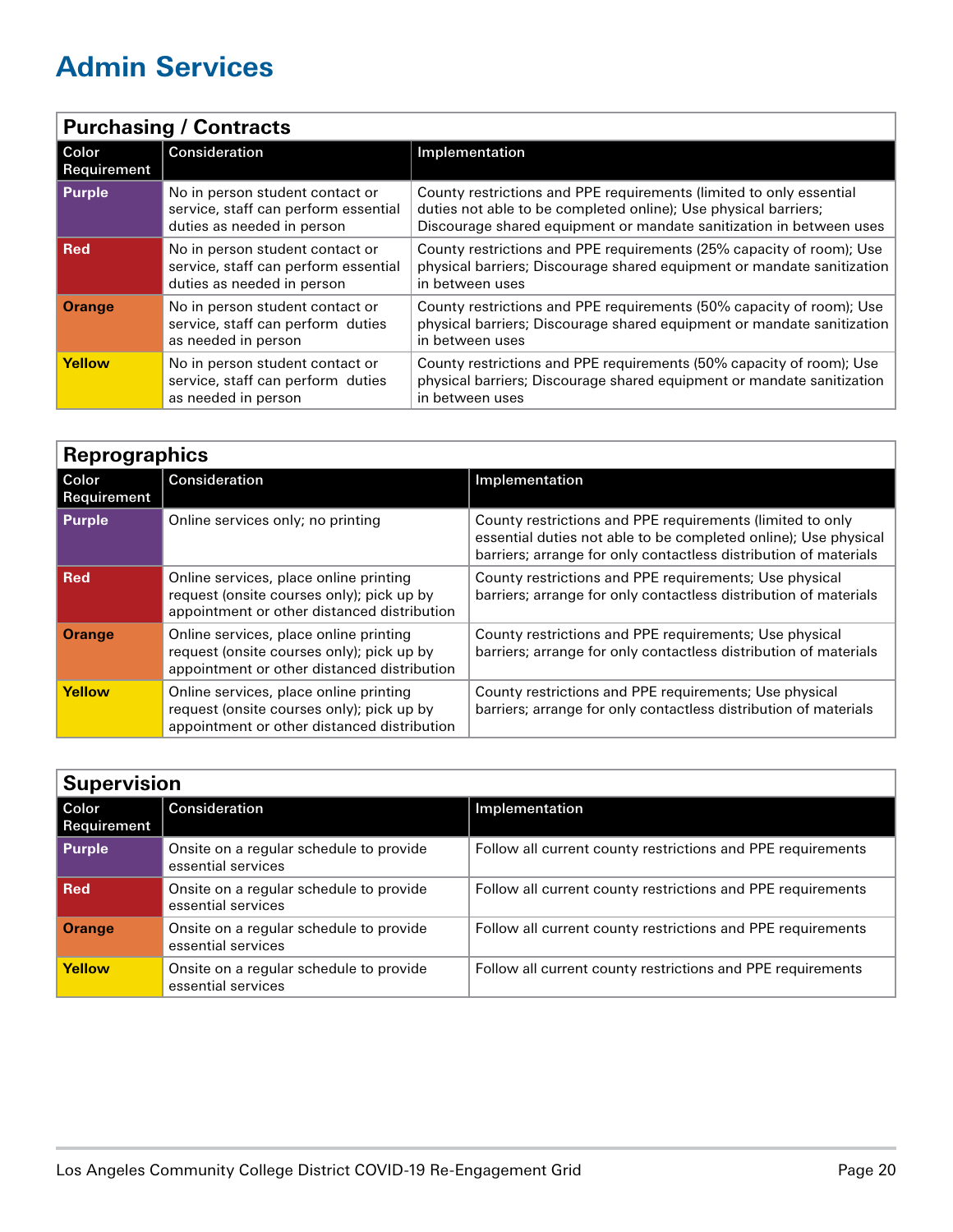# Admin Services

## Purchasing / Contracts

| Color Requirement | Consideration | Implementation |
|---|---|---|
| **Purple** | No in person student contact or service, staff can perform essential duties as needed in person | County restrictions and PPE requirements (limited to only essential duties not able to be completed online); Use physical barriers; Discourage shared equipment or mandate sanitization in between uses |
| **Red** | No in person student contact or service, staff can perform essential duties as needed in person | County restrictions and PPE requirements (25% capacity of room); Use physical barriers; Discourage shared equipment or mandate sanitization in between uses |
| **Orange** | No in person student contact or service, staff can perform duties as needed in person | County restrictions and PPE requirements (50% capacity of room); Use physical barriers; Discourage shared equipment or mandate sanitization in between uses |
| **Yellow** | No in person student contact or service, staff can perform duties as needed in person | County restrictions and PPE requirements (50% capacity of room); Use physical barriers; Discourage shared equipment or mandate sanitization in between uses |

## Reprographics

| Color Requirement | Consideration | Implementation |
|---|---|---|
| **Purple** | Online services only; no printing | County restrictions and PPE requirements (limited to only essential duties not able to be completed online); Use physical barriers; arrange for only contactless distribution of materials |
| **Red** | Online services, place online printing request (onsite courses only); pick up by appointment or other distanced distribution | County restrictions and PPE requirements; Use physical barriers; arrange for only contactless distribution of materials |
| **Orange** | Online services, place online printing request (onsite courses only); pick up by appointment or other distanced distribution | County restrictions and PPE requirements; Use physical barriers; arrange for only contactless distribution of materials |
| **Yellow** | Online services, place online printing request (onsite courses only); pick up by appointment or other distanced distribution | County restrictions and PPE requirements; Use physical barriers; arrange for only contactless distribution of materials |

## Supervision

| Color Requirement | Consideration | Implementation |
|---|---|---|
| **Purple** | Onsite on a regular schedule to provide essential services | Follow all current county restrictions and PPE requirements |
| **Red** | Onsite on a regular schedule to provide essential services | Follow all current county restrictions and PPE requirements |
| **Orange** | Onsite on a regular schedule to provide essential services | Follow all current county restrictions and PPE requirements |
| **Yellow** | Onsite on a regular schedule to provide essential services | Follow all current county restrictions and PPE requirements |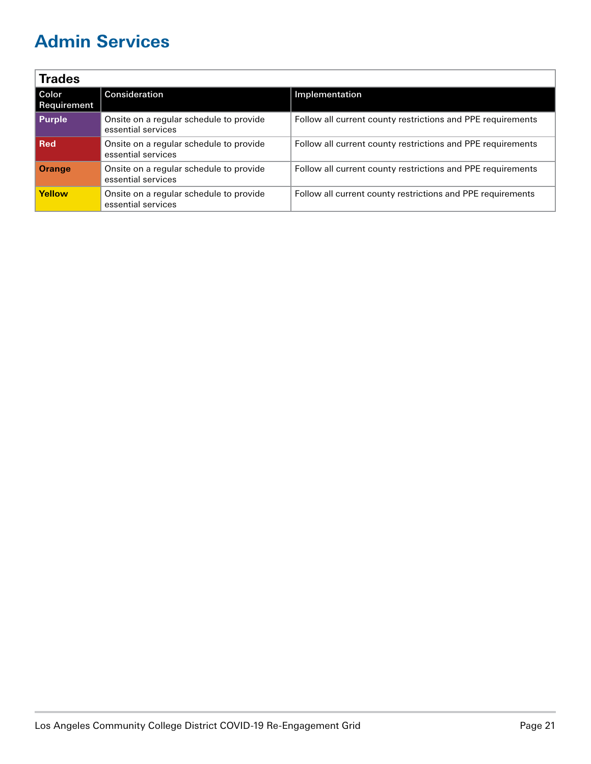# Admin Services

**Trades**

| Color Requirement | Consideration | Implementation |
|---|---|---|
| **Purple** | Onsite on a regular schedule to provide essential services | Follow all current county restrictions and PPE requirements |
| **Red** | Onsite on a regular schedule to provide essential services | Follow all current county restrictions and PPE requirements |
| **Orange** | Onsite on a regular schedule to provide essential services | Follow all current county restrictions and PPE requirements |
| **Yellow** | Onsite on a regular schedule to provide essential services | Follow all current county restrictions and PPE requirements |